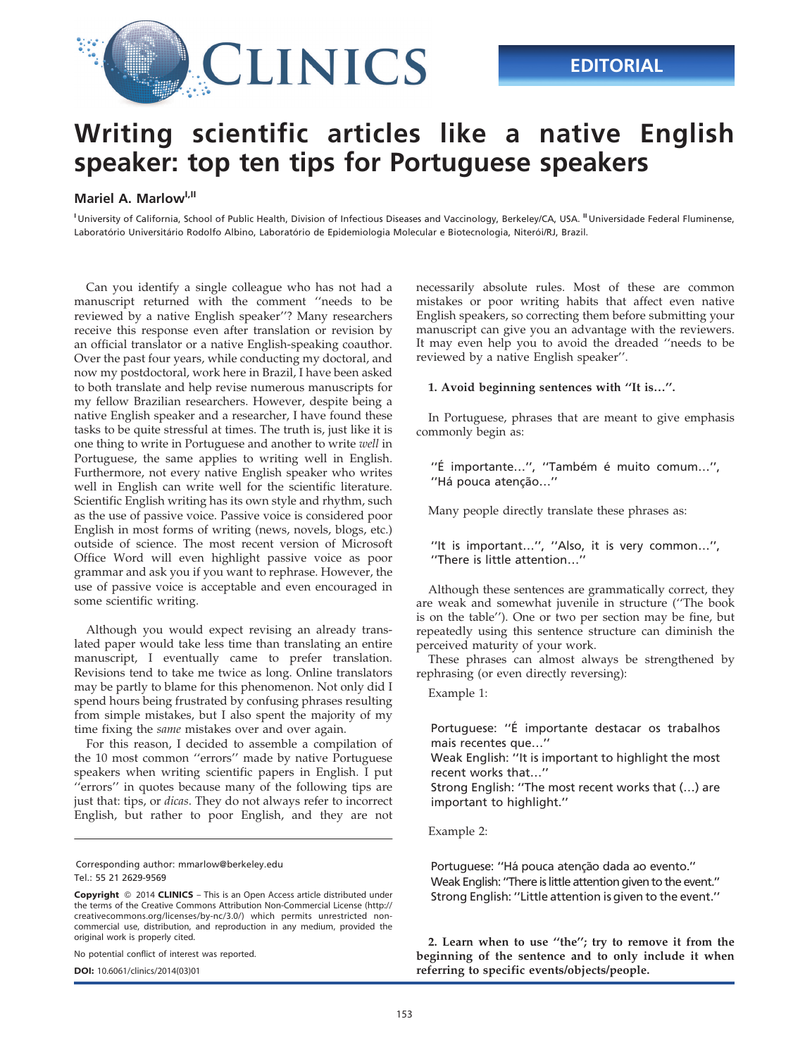EDITORIAL

# Writing scientific articles like a native English speaker: top ten tips for Portuguese speakers

**Mariel A. Marlow**[I,II]

[I] University of California, School of Public Health, Division of Infectious Diseases and Vaccinology, Berkeley/CA, USA. [II] Universidade Federal Fluminense, Laboratório Universitário Rodolfo Albino, Laboratório de Epidemiologia Molecular e Biotecnologia, Niterói/RJ, Brazil.

Can you identify a single colleague who has not had a manuscript returned with the comment ''needs to be reviewed by a native English speaker''? Many researchers receive this response even after translation or revision by an official translator or a native English-speaking coauthor. Over the past four years, while conducting my doctoral, and now my postdoctoral, work here in Brazil, I have been asked to both translate and help revise numerous manuscripts for my fellow Brazilian researchers. However, despite being a native English speaker and a researcher, I have found these tasks to be quite stressful at times. The truth is, just like it is one thing to write in Portuguese and another to write *well* in Portuguese, the same applies to writing well in English. Furthermore, not every native English speaker who writes well in English can write well for the scientific literature. Scientific English writing has its own style and rhythm, such as the use of passive voice. Passive voice is considered poor English in most forms of writing (news, novels, blogs, etc.) outside of science. The most recent version of Microsoft Office Word will even highlight passive voice as poor grammar and ask you if you want to rephrase. However, the use of passive voice is acceptable and even encouraged in some scientific writing.

Although you would expect revising an already translated paper would take less time than translating an entire manuscript, I eventually came to prefer translation. Revisions tend to take me twice as long. Online translators may be partly to blame for this phenomenon. Not only did I spend hours being frustrated by confusing phrases resulting from simple mistakes, but I also spent the majority of my time fixing the *same* mistakes over and over again.

For this reason, I decided to assemble a compilation of the 10 most common ''errors'' made by native Portuguese speakers when writing scientific papers in English. I put ''errors'' in quotes because many of the following tips are just that: tips, or *dicas*. They do not always refer to incorrect English, but rather to poor English, and they are not necessarily absolute rules. Most of these are common mistakes or poor writing habits that affect even native English speakers, so correcting them before submitting your manuscript can give you an advantage with the reviewers. It may even help you to avoid the dreaded ''needs to be reviewed by a native English speaker''.

**1. Avoid beginning sentences with ''It is…''.**

In Portuguese, phrases that are meant to give emphasis commonly begin as:

> ''É importante…'', ''Também é muito comum…'', ''Há pouca atenção…''

Many people directly translate these phrases as:

> ''It is important…'', ''Also, it is very common…'', ''There is little attention…''

Although these sentences are grammatically correct, they are weak and somewhat juvenile in structure (''The book is on the table''). One or two per section may be fine, but repeatedly using this sentence structure can diminish the perceived maturity of your work.

These phrases can almost always be strengthened by rephrasing (or even directly reversing):

Example 1:

> Portuguese: ''É importante destacar os trabalhos mais recentes que…''
> Weak English: ''It is important to highlight the most recent works that…''
> Strong English: ''The most recent works that (…) are important to highlight.''

Example 2:

> Portuguese: ''Há pouca atenção dada ao evento.''
> Weak English: ''There is little attention given to the event.''
> Strong English: ''Little attention is given to the event.''

**2. Learn when to use ''the''; try to remove it from the beginning of the sentence and to only include it when referring to specific events/objects/people.**

Corresponding author: mmarlow@berkeley.edu
Tel.: 55 21 2629-9569

**Copyright** © 2014 **CLINICS** – This is an Open Access article distributed under the terms of the Creative Commons Attribution Non-Commercial License (http://creativecommons.org/licenses/by-nc/3.0/) which permits unrestricted non-commercial use, distribution, and reproduction in any medium, provided the original work is properly cited.

No potential conflict of interest was reported.

**DOI:** 10.6061/clinics/2014(03)01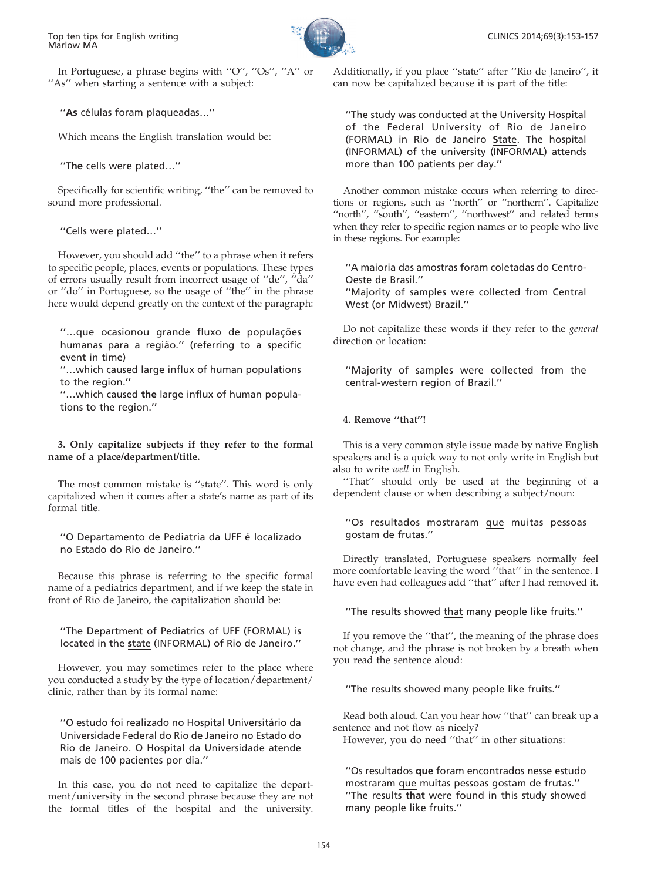In Portuguese, a phrase begins with ''O'', ''Os'', ''A'' or ''As'' when starting a sentence with a subject:

> ''**As** células foram plaqueadas…''

Which means the English translation would be:

> ''**The** cells were plated…''

Specifically for scientific writing, ''the'' can be removed to sound more professional.

> ''Cells were plated…''

However, you should add ''the'' to a phrase when it refers to specific people, places, events or populations. These types of errors usually result from incorrect usage of ''de'', ''da'' or ''do'' in Portuguese, so the usage of ''the'' in the phrase here would depend greatly on the context of the paragraph:

> ''…que ocasionou grande fluxo de populações humanas para a região.'' (referring to a specific event in time)
> ''…which caused large influx of human populations to the region.''
> ''…which caused **the** large influx of human populations to the region.''

### 3. Only capitalize subjects if they refer to the formal name of a place/department/title.

The most common mistake is ''state''. This word is only capitalized when it comes after a state's name as part of its formal title.

> ''O Departamento de Pediatria da UFF é localizado no Estado do Rio de Janeiro.''

Because this phrase is referring to the specific formal name of a pediatrics department, and if we keep the state in front of Rio de Janeiro, the capitalization should be:

> ''The Department of Pediatrics of UFF (FORMAL) is located in the <u>state</u> (INFORMAL) of Rio de Janeiro.''

However, you may sometimes refer to the place where you conducted a study by the type of location/department/clinic, rather than by its formal name:

> ''O estudo foi realizado no Hospital Universitário da Universidade Federal do Rio de Janeiro no Estado do Rio de Janeiro. O Hospital da Universidade atende mais de 100 pacientes por dia.''

In this case, you do not need to capitalize the department/university in the second phrase because they are not the formal titles of the hospital and the university. Additionally, if you place ''state'' after ''Rio de Janeiro'', it can now be capitalized because it is part of the title:

> ''The study was conducted at the University Hospital of the Federal University of Rio de Janeiro (FORMAL) in Rio de Janeiro <u>State</u>. The hospital (INFORMAL) of the university (INFORMAL) attends more than 100 patients per day.''

Another common mistake occurs when referring to directions or regions, such as ''north'' or ''northern''. Capitalize ''north'', ''south'', ''eastern'', ''northwest'' and related terms when they refer to specific region names or to people who live in these regions. For example:

> ''A maioria das amostras foram coletadas do Centro-Oeste de Brasil.''
> ''Majority of samples were collected from Central West (or Midwest) Brazil.''

Do not capitalize these words if they refer to the *general* direction or location:

> ''Majority of samples were collected from the central-western region of Brazil.''

### 4. Remove ''that''!

This is a very common style issue made by native English speakers and is a quick way to not only write in English but also to write *well* in English.

''That'' should only be used at the beginning of a dependent clause or when describing a subject/noun:

> ''Os resultados mostraram <u>que</u> muitas pessoas gostam de frutas.''

Directly translated, Portuguese speakers normally feel more comfortable leaving the word ''that'' in the sentence. I have even had colleagues add ''that'' after I had removed it.

> ''The results showed <u>that</u> many people like fruits.''

If you remove the ''that'', the meaning of the phrase does not change, and the phrase is not broken by a breath when you read the sentence aloud:

> ''The results showed many people like fruits.''

Read both aloud. Can you hear how ''that'' can break up a sentence and not flow as nicely?

However, you do need ''that'' in other situations:

> ''Os resultados **que** foram encontrados nesse estudo mostraram <u>que</u> muitas pessoas gostam de frutas.''
> ''The results **that** were found in this study showed many people like fruits.''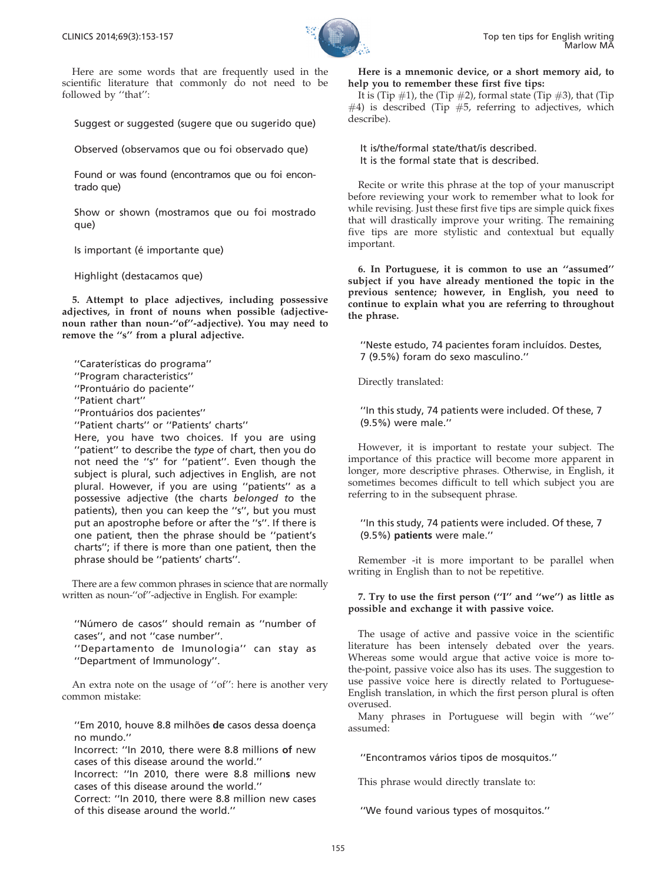Here are some words that are frequently used in the scientific literature that commonly do not need to be followed by ''that'':

Suggest or suggested (sugere que ou sugerido que)

Observed (observamos que ou foi observado que)

Found or was found (encontramos que ou foi encontrado que)

Show or shown (mostramos que ou foi mostrado que)

Is important (é importante que)

Highlight (destacamos que)

**5. Attempt to place adjectives, including possessive adjectives, in front of nouns when possible (adjective-noun rather than noun-''of''-adjective). You may need to remove the ''s'' from a plural adjective.**

''Caraterísticas do programa''
''Program characteristics''
''Prontuário do paciente''
''Patient chart''
''Prontuários dos pacientes''
''Patient charts'' or ''Patients' charts''
Here, you have two choices. If you are using ''patient'' to describe the *type* of chart, then you do not need the ''s'' for ''patient''. Even though the subject is plural, such adjectives in English, are not plural. However, if you are using ''patients'' as a possessive adjective (the charts *belonged to* the patients), then you can keep the ''s'', but you must put an apostrophe before or after the ''s''. If there is one patient, then the phrase should be ''patient's charts''; if there is more than one patient, then the phrase should be ''patients' charts''.

There are a few common phrases in science that are normally written as noun-''of''-adjective in English. For example:

''Número de casos'' should remain as ''number of cases'', and not ''case number''.
''Departamento de Imunologia'' can stay as ''Department of Immunology''.

An extra note on the usage of ''of'': here is another very common mistake:

''Em 2010, houve 8.8 milhões **de** casos dessa doença no mundo.''
Incorrect: ''In 2010, there were 8.8 millions **of** new cases of this disease around the world.''
Incorrect: ''In 2010, there were 8.8 million**s** new cases of this disease around the world.''
Correct: ''In 2010, there were 8.8 million new cases of this disease around the world.''

**Here is a mnemonic device, or a short memory aid, to help you to remember these first five tips:**
It is (Tip #1), the (Tip #2), formal state (Tip #3), that (Tip #4) is described (Tip #5, referring to adjectives, which describe).

It is/the/formal state/that/is described.
It is the formal state that is described.

Recite or write this phrase at the top of your manuscript before reviewing your work to remember what to look for while revising. Just these first five tips are simple quick fixes that will drastically improve your writing. The remaining five tips are more stylistic and contextual but equally important.

**6. In Portuguese, it is common to use an ''assumed'' subject if you have already mentioned the topic in the previous sentence; however, in English, you need to continue to explain what you are referring to throughout the phrase.**

''Neste estudo, 74 pacientes foram incluídos. Destes, 7 (9.5%) foram do sexo masculino.''

Directly translated:

''In this study, 74 patients were included. Of these, 7 (9.5%) were male.''

However, it is important to restate your subject. The importance of this practice will become more apparent in longer, more descriptive phrases. Otherwise, in English, it sometimes becomes difficult to tell which subject you are referring to in the subsequent phrase.

''In this study, 74 patients were included. Of these, 7 (9.5%) **patients** were male.''

Remember -it is more important to be parallel when writing in English than to not be repetitive.

**7. Try to use the first person (''I'' and ''we'') as little as possible and exchange it with passive voice.**

The usage of active and passive voice in the scientific literature has been intensely debated over the years. Whereas some would argue that active voice is more to-the-point, passive voice also has its uses. The suggestion to use passive voice here is directly related to Portuguese-English translation, in which the first person plural is often overused.
Many phrases in Portuguese will begin with ''we'' assumed:

''Encontramos vários tipos de mosquitos.''

This phrase would directly translate to:

''We found various types of mosquitos.''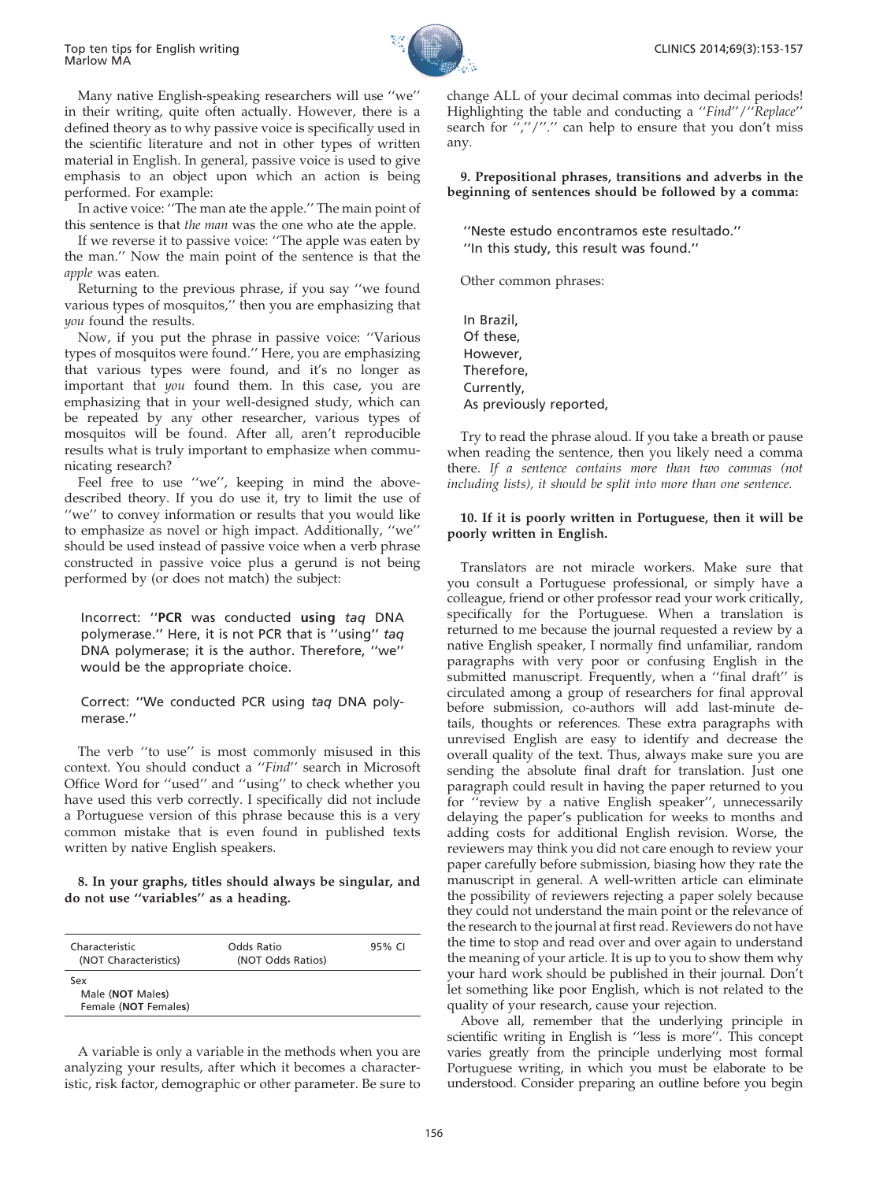Many native English-speaking researchers will use ''we'' in their writing, quite often actually. However, there is a defined theory as to why passive voice is specifically used in the scientific literature and not in other types of written material in English. In general, passive voice is used to give emphasis to an object upon which an action is being performed. For example:

In active voice: ''The man ate the apple.'' The main point of this sentence is that *the man* was the one who ate the apple.

If we reverse it to passive voice: ''The apple was eaten by the man.'' Now the main point of the sentence is that the *apple* was eaten.

Returning to the previous phrase, if you say ''we found various types of mosquitos,'' then you are emphasizing that *you* found the results.

Now, if you put the phrase in passive voice: ''Various types of mosquitos were found.'' Here, you are emphasizing that various types were found, and it's no longer as important that *you* found them. In this case, you are emphasizing that in your well-designed study, which can be repeated by any other researcher, various types of mosquitos will be found. After all, aren't reproducible results what is truly important to emphasize when communicating research?

Feel free to use ''we'', keeping in mind the above-described theory. If you do use it, try to limit the use of ''we'' to convey information or results that you would like to emphasize as novel or high impact. Additionally, ''we'' should be used instead of passive voice when a verb phrase constructed in passive voice plus a gerund is not being performed by (or does not match) the subject:

> Incorrect: ''**PCR** was conducted **using** *taq* DNA polymerase.'' Here, it is not PCR that is ''using'' *taq* DNA polymerase; it is the author. Therefore, ''we'' would be the appropriate choice.
>
> Correct: ''We conducted PCR using *taq* DNA polymerase.''

The verb ''to use'' is most commonly misused in this context. You should conduct a ''*Find*'' search in Microsoft Office Word for ''used'' and ''using'' to check whether you have used this verb correctly. I specifically did not include a Portuguese version of this phrase because this is a very common mistake that is even found in published texts written by native English speakers.

**8. In your graphs, titles should always be singular, and do not use ''variables'' as a heading.**

| Characteristic (NOT Characteristics) | Odds Ratio (NOT Odds Ratios) | 95% CI |
|---|---|---|
| Sex | | |
| Male (**NOT** Male**s**) | | |
| Female (**NOT** Female**s**) | | |

A variable is only a variable in the methods when you are analyzing your results, after which it becomes a characteristic, risk factor, demographic or other parameter. Be sure to change ALL of your decimal commas into decimal periods! Highlighting the table and conducting a ''*Find*''/''*Replace*'' search for '','''/''.'' can help to ensure that you don't miss any.

**9. Prepositional phrases, transitions and adverbs in the beginning of sentences should be followed by a comma:**

> ''Neste estudo encontramos este resultado.''
> ''In this study, this result was found.''

Other common phrases:

> In Brazil,
> Of these,
> However,
> Therefore,
> Currently,
> As previously reported,

Try to read the phrase aloud. If you take a breath or pause when reading the sentence, then you likely need a comma there. *If a sentence contains more than two commas (not including lists), it should be split into more than one sentence.*

**10. If it is poorly written in Portuguese, then it will be poorly written in English.**

Translators are not miracle workers. Make sure that you consult a Portuguese professional, or simply have a colleague, friend or other professor read your work critically, specifically for the Portuguese. When a translation is returned to me because the journal requested a review by a native English speaker, I normally find unfamiliar, random paragraphs with very poor or confusing English in the submitted manuscript. Frequently, when a ''final draft'' is circulated among a group of researchers for final approval before submission, co-authors will add last-minute details, thoughts or references. These extra paragraphs with unrevised English are easy to identify and decrease the overall quality of the text. Thus, always make sure you are sending the absolute final draft for translation. Just one paragraph could result in having the paper returned to you for ''review by a native English speaker'', unnecessarily delaying the paper's publication for weeks to months and adding costs for additional English revision. Worse, the reviewers may think you did not care enough to review your paper carefully before submission, biasing how they rate the manuscript in general. A well-written article can eliminate the possibility of reviewers rejecting a paper solely because they could not understand the main point or the relevance of the research to the journal at first read. Reviewers do not have the time to stop and read over and over again to understand the meaning of your article. It is up to you to show them why your hard work should be published in their journal. Don't let something like poor English, which is not related to the quality of your research, cause your rejection.

Above all, remember that the underlying principle in scientific writing in English is ''less is more''. This concept varies greatly from the principle underlying most formal Portuguese writing, in which you must be elaborate to be understood. Consider preparing an outline before you begin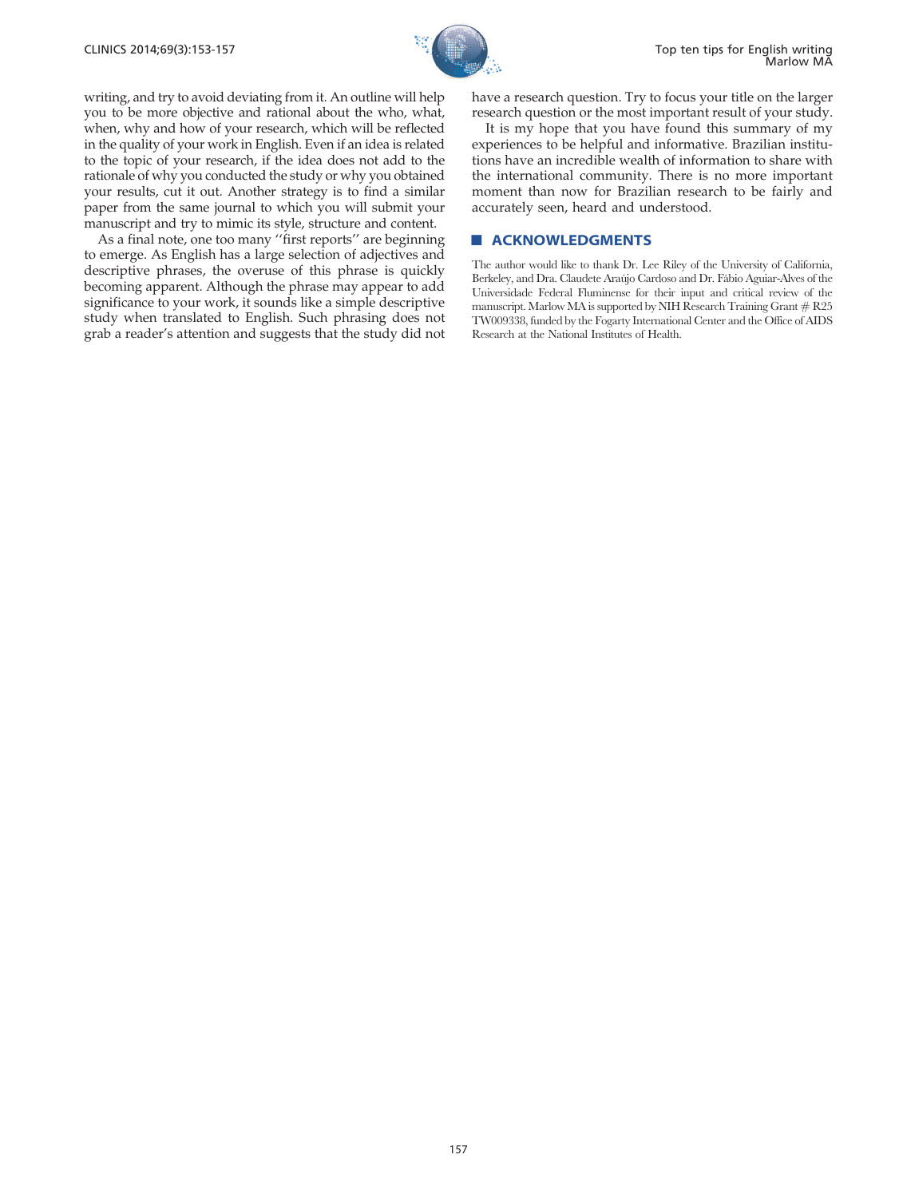writing, and try to avoid deviating from it. An outline will help you to be more objective and rational about the who, what, when, why and how of your research, which will be reflected in the quality of your work in English. Even if an idea is related to the topic of your research, if the idea does not add to the rationale of why you conducted the study or why you obtained your results, cut it out. Another strategy is to find a similar paper from the same journal to which you will submit your manuscript and try to mimic its style, structure and content.

As a final note, one too many ''first reports'' are beginning to emerge. As English has a large selection of adjectives and descriptive phrases, the overuse of this phrase is quickly becoming apparent. Although the phrase may appear to add significance to your work, it sounds like a simple descriptive study when translated to English. Such phrasing does not grab a reader's attention and suggests that the study did not have a research question. Try to focus your title on the larger research question or the most important result of your study.

It is my hope that you have found this summary of my experiences to be helpful and informative. Brazilian institutions have an incredible wealth of information to share with the international community. There is no more important moment than now for Brazilian research to be fairly and accurately seen, heard and understood.

## ACKNOWLEDGMENTS

The author would like to thank Dr. Lee Riley of the University of California, Berkeley, and Dra. Claudete Araújo Cardoso and Dr. Fábio Aguiar-Alves of the Universidade Federal Fluminense for their input and critical review of the manuscript. Marlow MA is supported by NIH Research Training Grant # R25 TW009338, funded by the Fogarty International Center and the Office of AIDS Research at the National Institutes of Health.